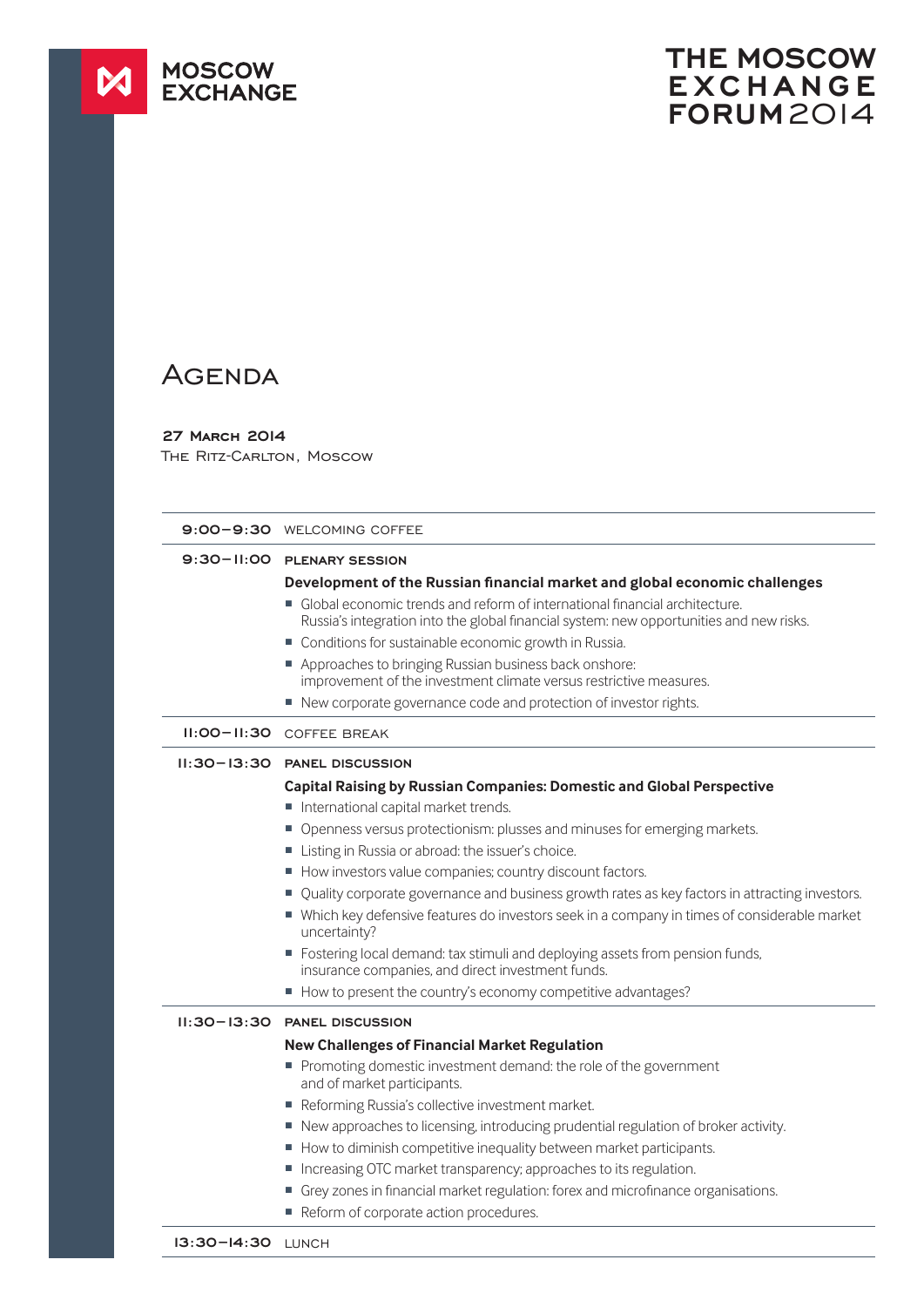**MOSCOW EXCHANGE**

# THE MOSCOW EXCHANGE FORUM 2014

## Agenda

**27 March 2014**
The Ritz-Carlton, Moscow

**9:00–9:30** WELCOMING COFFEE

**9:30–11:00** **PLENARY SESSION**

**Development of the Russian financial market and global economic challenges**

- Global economic trends and reform of international financial architecture. Russia's integration into the global financial system: new opportunities and new risks.
- Conditions for sustainable economic growth in Russia.
- Approaches to bringing Russian business back onshore: improvement of the investment climate versus restrictive measures.
- New corporate governance code and protection of investor rights.

**11:00–11:30** COFFEE BREAK

**11:30–13:30** **PANEL DISCUSSION**

**Capital Raising by Russian Companies: Domestic and Global Perspective**

- International capital market trends.
- Openness versus protectionism: plusses and minuses for emerging markets.
- Listing in Russia or abroad: the issuer's choice.
- How investors value companies; country discount factors.
- Quality corporate governance and business growth rates as key factors in attracting investors.
- Which key defensive features do investors seek in a company in times of considerable market uncertainty?
- Fostering local demand: tax stimuli and deploying assets from pension funds, insurance companies, and direct investment funds.
- How to present the country's economy competitive advantages?

**11:30–13:30** **PANEL DISCUSSION**

**New Challenges of Financial Market Regulation**

- Promoting domestic investment demand: the role of the government and of market participants.
- Reforming Russia's collective investment market.
- New approaches to licensing, introducing prudential regulation of broker activity.
- How to diminish competitive inequality between market participants.
- Increasing OTC market transparency; approaches to its regulation.
- Grey zones in financial market regulation: forex and microfinance organisations.
- Reform of corporate action procedures.

**13:30–14:30** LUNCH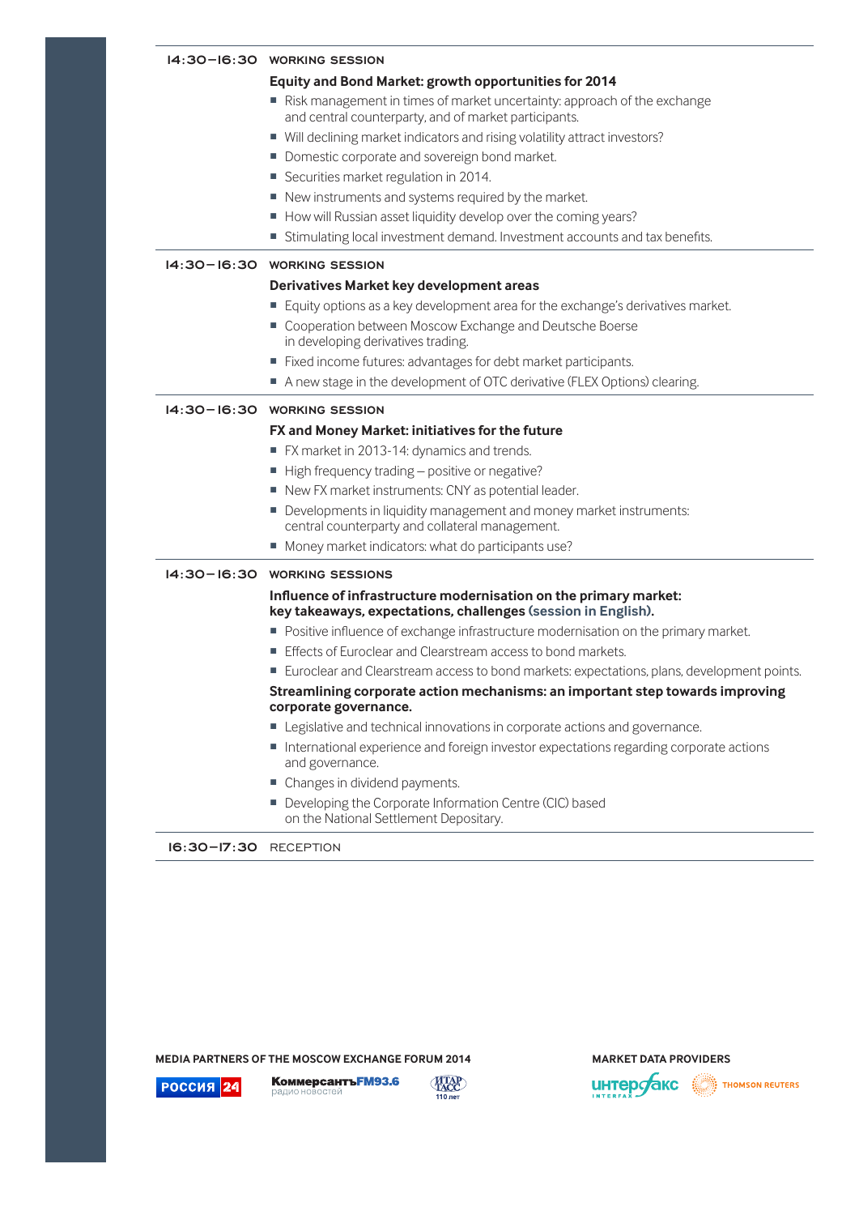**14:30–16:30** WORKING SESSION

**Equity and Bond Market: growth opportunities for 2014**

- Risk management in times of market uncertainty: approach of the exchange and central counterparty, and of market participants.
- Will declining market indicators and rising volatility attract investors?
- Domestic corporate and sovereign bond market.
- Securities market regulation in 2014.
- New instruments and systems required by the market.
- How will Russian asset liquidity develop over the coming years?
- Stimulating local investment demand. Investment accounts and tax benefits.

**14:30–16:30** WORKING SESSION

**Derivatives Market key development areas**

- Equity options as a key development area for the exchange's derivatives market.
- Cooperation between Moscow Exchange and Deutsche Boerse in developing derivatives trading.
- Fixed income futures: advantages for debt market participants.
- A new stage in the development of OTC derivative (FLEX Options) clearing.

**14:30–16:30** WORKING SESSION

**FX and Money Market: initiatives for the future**

- FX market in 2013-14: dynamics and trends.
- High frequency trading – positive or negative?
- New FX market instruments: CNY as potential leader.
- Developments in liquidity management and money market instruments: central counterparty and collateral management.
- Money market indicators: what do participants use?

**14:30–16:30** WORKING SESSIONS

**Influence of infrastructure modernisation on the primary market: key takeaways, expectations, challenges (session in English).**

- Positive influence of exchange infrastructure modernisation on the primary market.
- Effects of Euroclear and Clearstream access to bond markets.
- Euroclear and Clearstream access to bond markets: expectations, plans, development points.

**Streamlining corporate action mechanisms: an important step towards improving corporate governance.**

- Legislative and technical innovations in corporate actions and governance.
- International experience and foreign investor expectations regarding corporate actions and governance.
- Changes in dividend payments.
- Developing the Corporate Information Centre (CIC) based on the National Settlement Depositary.

**16:30–17:30** RECEPTION

**MEDIA PARTNERS OF THE MOSCOW EXCHANGE FORUM 2014**

РОССИЯ 24 | КоммерсантъFM93.6 радио новостей | ИТАР-ТАСС 110 лет

**MARKET DATA PROVIDERS**

ИНТЕРФАКС INTERFAX | THOMSON REUTERS